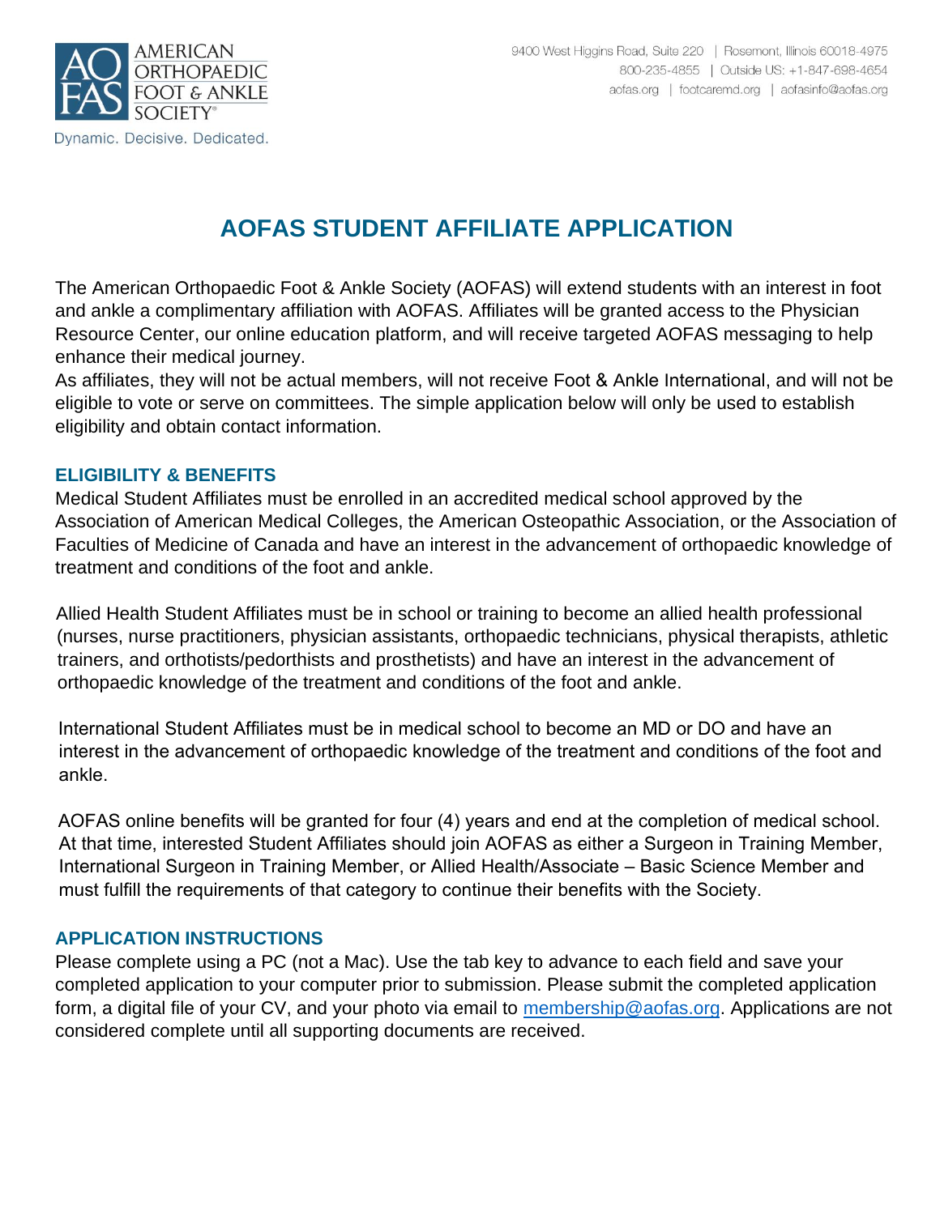AMERICAN ORTHOPAEDIC FOOT & ANKLE SOCIETY®

Dynamic. Decisive. Dedicated.

9400 West Higgins Road, Suite 220 | Rosemont, Illinois 60018-4975
800-235-4855 | Outside US: +1-847-698-4654
aofas.org | footcaremd.org | aofasinfo@aofas.org

# AOFAS STUDENT AFFILIATE APPLICATION

The American Orthopaedic Foot & Ankle Society (AOFAS) will extend students with an interest in foot and ankle a complimentary affiliation with AOFAS. Affiliates will be granted access to the Physician Resource Center, our online education platform, and will receive targeted AOFAS messaging to help enhance their medical journey.
As affiliates, they will not be actual members, will not receive Foot & Ankle International, and will not be eligible to vote or serve on committees. The simple application below will only be used to establish eligibility and obtain contact information.

## ELIGIBILITY & BENEFITS

Medical Student Affiliates must be enrolled in an accredited medical school approved by the Association of American Medical Colleges, the American Osteopathic Association, or the Association of Faculties of Medicine of Canada and have an interest in the advancement of orthopaedic knowledge of treatment and conditions of the foot and ankle.

Allied Health Student Affiliates must be in school or training to become an allied health professional (nurses, nurse practitioners, physician assistants, orthopaedic technicians, physical therapists, athletic trainers, and orthotists/pedorthists and prosthetists) and have an interest in the advancement of orthopaedic knowledge of the treatment and conditions of the foot and ankle.

International Student Affiliates must be in medical school to become an MD or DO and have an interest in the advancement of orthopaedic knowledge of the treatment and conditions of the foot and ankle.

AOFAS online benefits will be granted for four (4) years and end at the completion of medical school. At that time, interested Student Affiliates should join AOFAS as either a Surgeon in Training Member, International Surgeon in Training Member, or Allied Health/Associate – Basic Science Member and must fulfill the requirements of that category to continue their benefits with the Society.

## APPLICATION INSTRUCTIONS

Please complete using a PC (not a Mac). Use the tab key to advance to each field and save your completed application to your computer prior to submission. Please submit the completed application form, a digital file of your CV, and your photo via email to membership@aofas.org. Applications are not considered complete until all supporting documents are received.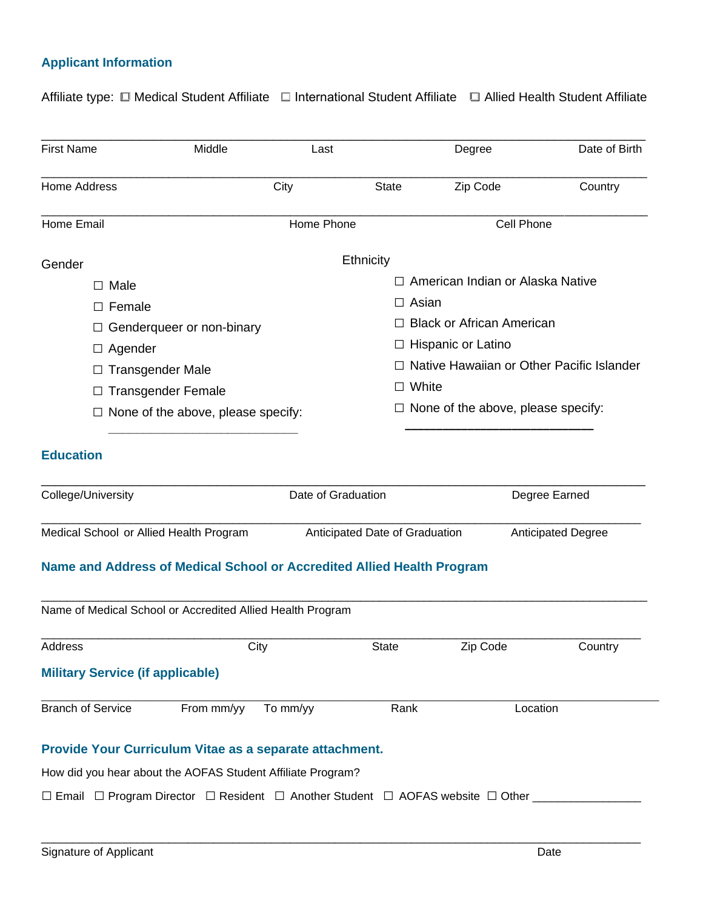## Applicant Information

Affiliate type: ☐ Medical Student Affiliate ☐ International Student Affiliate ☐ Allied Health Student Affiliate

______________________________________________________________________________

First Name Middle Last Degree Date of Birth

______________________________________________________________________________

Home Address City State Zip Code Country

______________________________________________________________________________

Home Email Home Phone Cell Phone

Gender

- ☐ Male
- ☐ Female
- ☐ Genderqueer or non-binary
- ☐ Agender
- ☐ Transgender Male
- ☐ Transgender Female
- ☐ None of the above, please specify:

  ____________________________

Ethnicity

- ☐ American Indian or Alaska Native
- ☐ Asian
- ☐ Black or African American
- ☐ Hispanic or Latino
- ☐ Native Hawaiian or Other Pacific Islander
- ☐ White
- ☐ None of the above, please specify:

  ____________________________

## Education

______________________________________________________________________________

College/University Date of Graduation Degree Earned

______________________________________________________________________________

Medical School or Allied Health Program Anticipated Date of Graduation Anticipated Degree

## Name and Address of Medical School or Accredited Allied Health Program

______________________________________________________________________________

Name of Medical School or Accredited Allied Health Program

______________________________________________________________________________

Address City State Zip Code Country

## Military Service (if applicable)

______________________________________________________________________________

Branch of Service From mm/yy To mm/yy Rank Location

## Provide Your Curriculum Vitae as a separate attachment.

How did you hear about the AOFAS Student Affiliate Program?

☐ Email ☐ Program Director ☐ Resident ☐ Another Student ☐ AOFAS website ☐ Other ________________

______________________________________________________________________________

Signature of Applicant Date